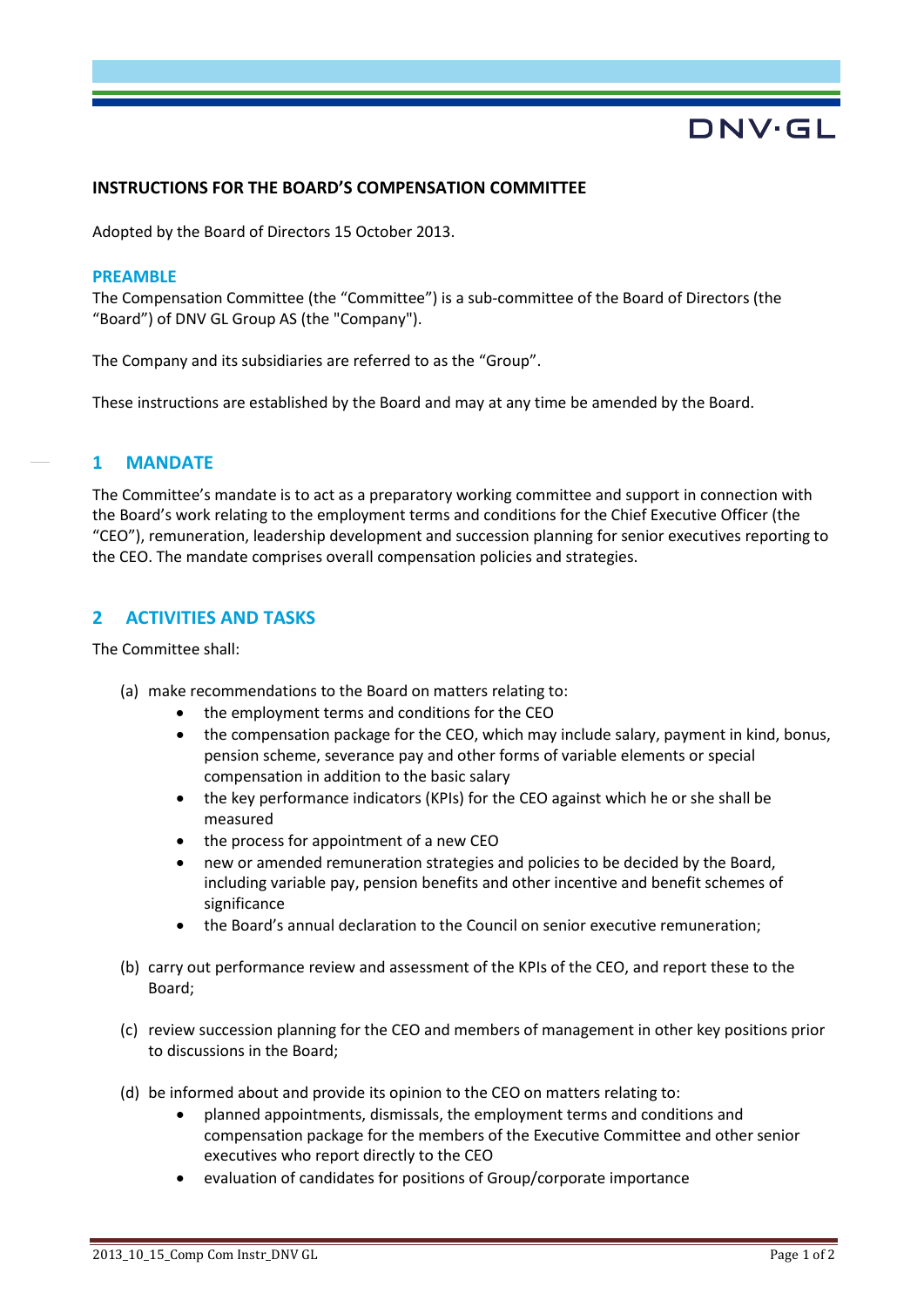DNV·GL

**INSTRUCTIONS FOR THE BOARD'S COMPENSATION COMMITTEE**

Adopted by the Board of Directors 15 October 2013.

### PREAMBLE

The Compensation Committee (the "Committee") is a sub-committee of the Board of Directors (the "Board") of DNV GL Group AS (the "Company").

The Company and its subsidiaries are referred to as the "Group".

These instructions are established by the Board and may at any time be amended by the Board.

## 1 MANDATE

The Committee's mandate is to act as a preparatory working committee and support in connection with the Board's work relating to the employment terms and conditions for the Chief Executive Officer (the "CEO"), remuneration, leadership development and succession planning for senior executives reporting to the CEO. The mandate comprises overall compensation policies and strategies.

## 2 ACTIVITIES AND TASKS

The Committee shall:

(a) make recommendations to the Board on matters relating to:
- the employment terms and conditions for the CEO
- the compensation package for the CEO, which may include salary, payment in kind, bonus, pension scheme, severance pay and other forms of variable elements or special compensation in addition to the basic salary
- the key performance indicators (KPIs) for the CEO against which he or she shall be measured
- the process for appointment of a new CEO
- new or amended remuneration strategies and policies to be decided by the Board, including variable pay, pension benefits and other incentive and benefit schemes of significance
- the Board's annual declaration to the Council on senior executive remuneration;

(b) carry out performance review and assessment of the KPIs of the CEO, and report these to the Board;

(c) review succession planning for the CEO and members of management in other key positions prior to discussions in the Board;

(d) be informed about and provide its opinion to the CEO on matters relating to:
- planned appointments, dismissals, the employment terms and conditions and compensation package for the members of the Executive Committee and other senior executives who report directly to the CEO
- evaluation of candidates for positions of Group/corporate importance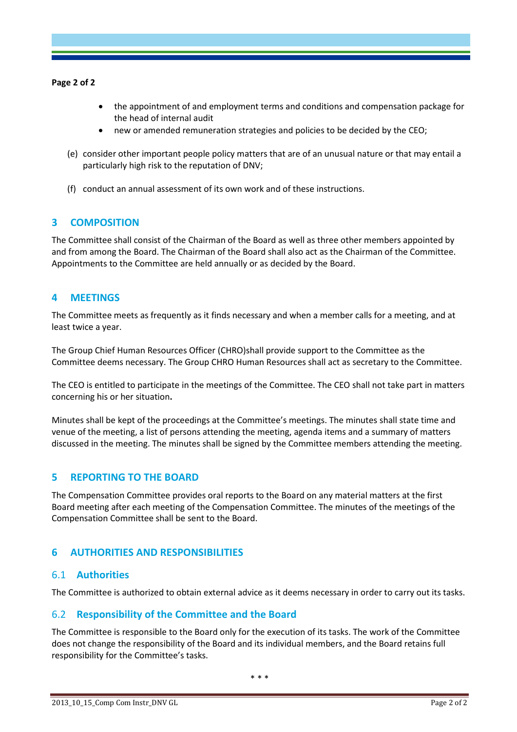- the appointment of and employment terms and conditions and compensation package for the head of internal audit
- new or amended remuneration strategies and policies to be decided by the CEO;

(e) consider other important people policy matters that are of an unusual nature or that may entail a particularly high risk to the reputation of DNV;

(f) conduct an annual assessment of its own work and of these instructions.

## 3 COMPOSITION

The Committee shall consist of the Chairman of the Board as well as three other members appointed by and from among the Board. The Chairman of the Board shall also act as the Chairman of the Committee. Appointments to the Committee are held annually or as decided by the Board.

## 4 MEETINGS

The Committee meets as frequently as it finds necessary and when a member calls for a meeting, and at least twice a year.

The Group Chief Human Resources Officer (CHRO)shall provide support to the Committee as the Committee deems necessary. The Group CHRO Human Resources shall act as secretary to the Committee.

The CEO is entitled to participate in the meetings of the Committee. The CEO shall not take part in matters concerning his or her situation**.**

Minutes shall be kept of the proceedings at the Committee's meetings. The minutes shall state time and venue of the meeting, a list of persons attending the meeting, agenda items and a summary of matters discussed in the meeting. The minutes shall be signed by the Committee members attending the meeting.

## 5 REPORTING TO THE BOARD

The Compensation Committee provides oral reports to the Board on any material matters at the first Board meeting after each meeting of the Compensation Committee. The minutes of the meetings of the Compensation Committee shall be sent to the Board.

## 6 AUTHORITIES AND RESPONSIBILITIES

### 6.1 Authorities

The Committee is authorized to obtain external advice as it deems necessary in order to carry out its tasks.

### 6.2 Responsibility of the Committee and the Board

The Committee is responsible to the Board only for the execution of its tasks. The work of the Committee does not change the responsibility of the Board and its individual members, and the Board retains full responsibility for the Committee's tasks.

\* \* \*